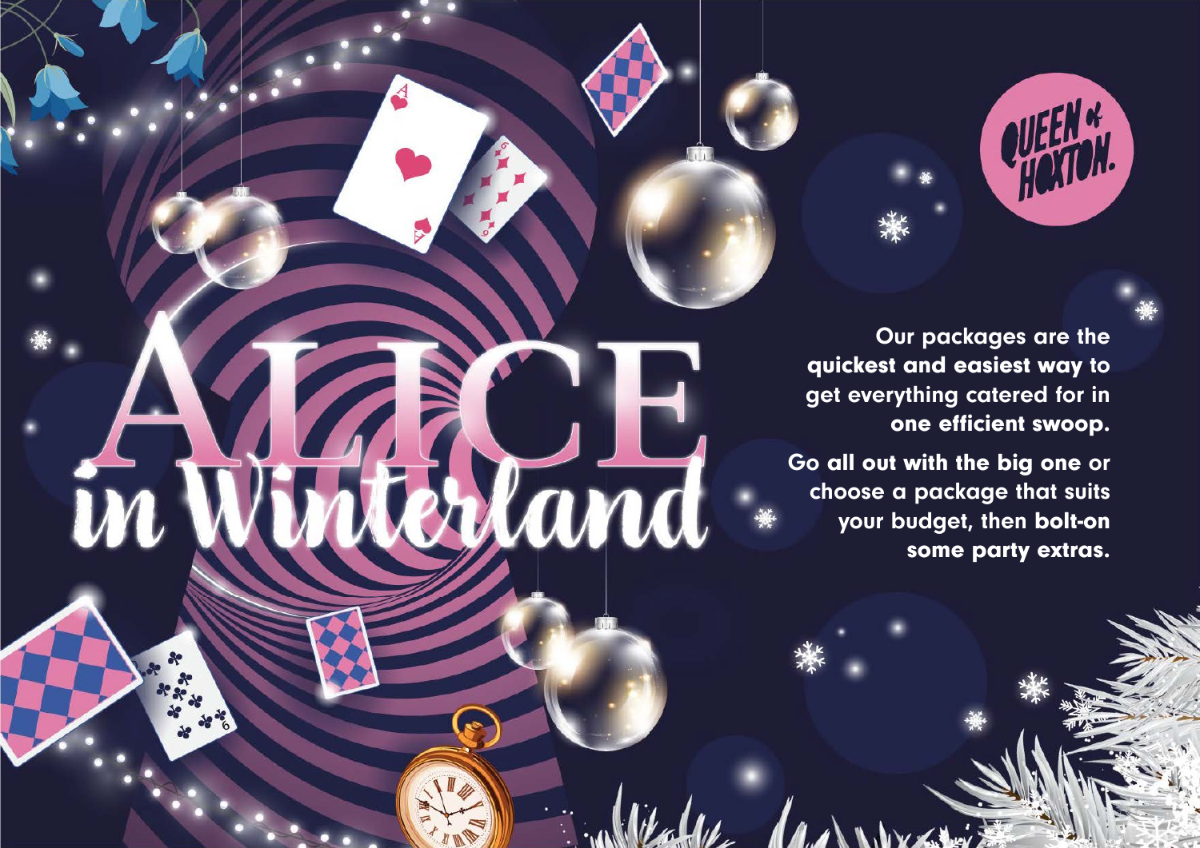# ALICE in Winterland

QUEEN of HOXTON.

Our packages are the **quickest and easiest way** to get everything catered for in **one efficient swoop.**

**Go all out with the big one** or choose a package that suits your budget, then **bolt-on** some party extras.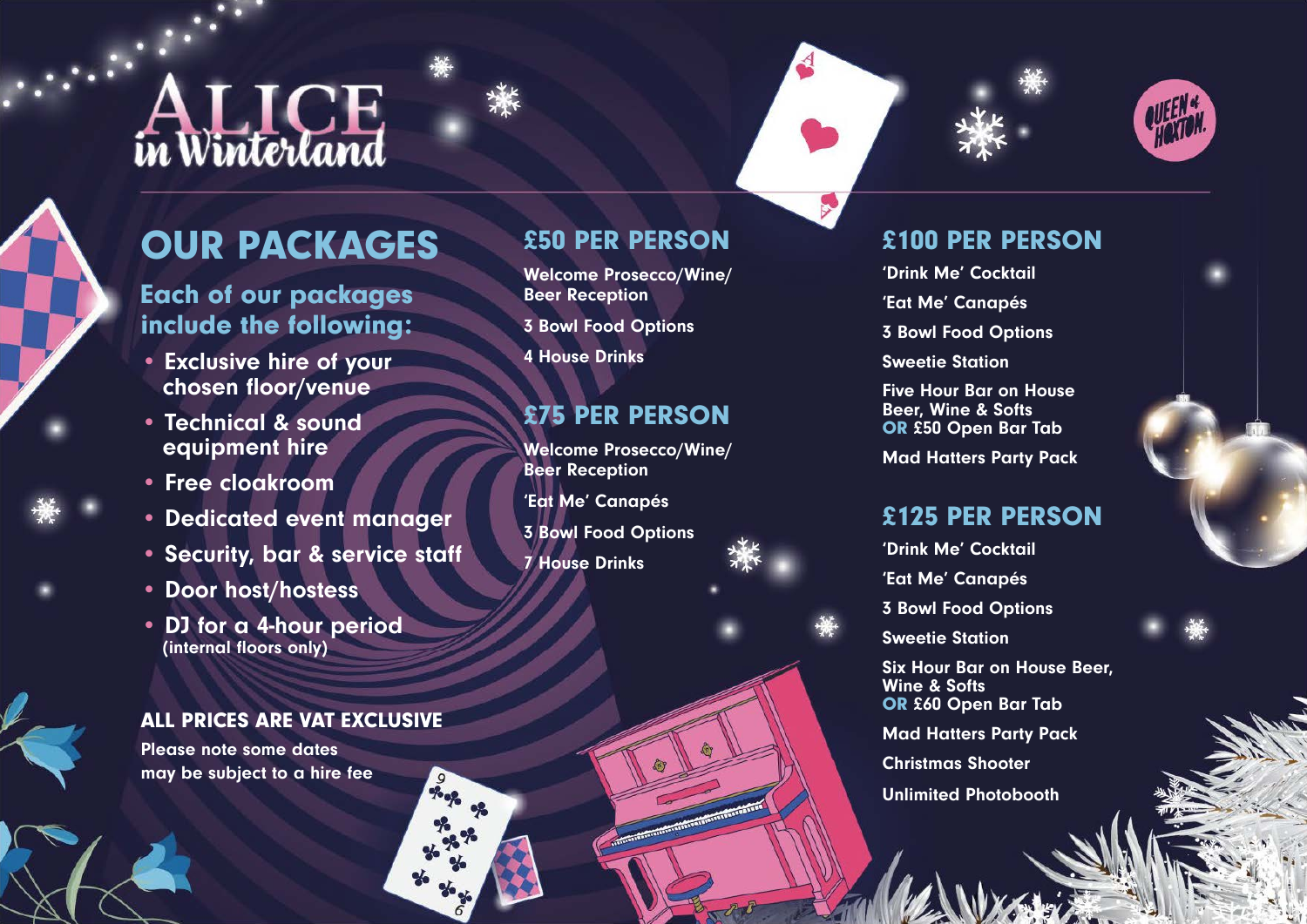# ALICE in Winterland

## OUR PACKAGES

### Each of our packages include the following:

- Exclusive hire of your chosen floor/venue
- Technical & sound equipment hire
- Free cloakroom
- Dedicated event manager
- Security, bar & service staff
- Door host/hostess
- DJ for a 4-hour period (internal floors only)

**ALL PRICES ARE VAT EXCLUSIVE**

Please note some dates may be subject to a hire fee

## £50 PER PERSON

Welcome Prosecco/Wine/Beer Reception

3 Bowl Food Options

4 House Drinks

## £75 PER PERSON

Welcome Prosecco/Wine/Beer Reception

'Eat Me' Canapés

3 Bowl Food Options

7 House Drinks

## £100 PER PERSON

'Drink Me' Cocktail

'Eat Me' Canapés

3 Bowl Food Options

Sweetie Station

Five Hour Bar on House Beer, Wine & Softs
OR £50 Open Bar Tab

Mad Hatters Party Pack

## £125 PER PERSON

'Drink Me' Cocktail

'Eat Me' Canapés

3 Bowl Food Options

Sweetie Station

Six Hour Bar on House Beer, Wine & Softs
OR £60 Open Bar Tab

Mad Hatters Party Pack

Christmas Shooter

Unlimited Photobooth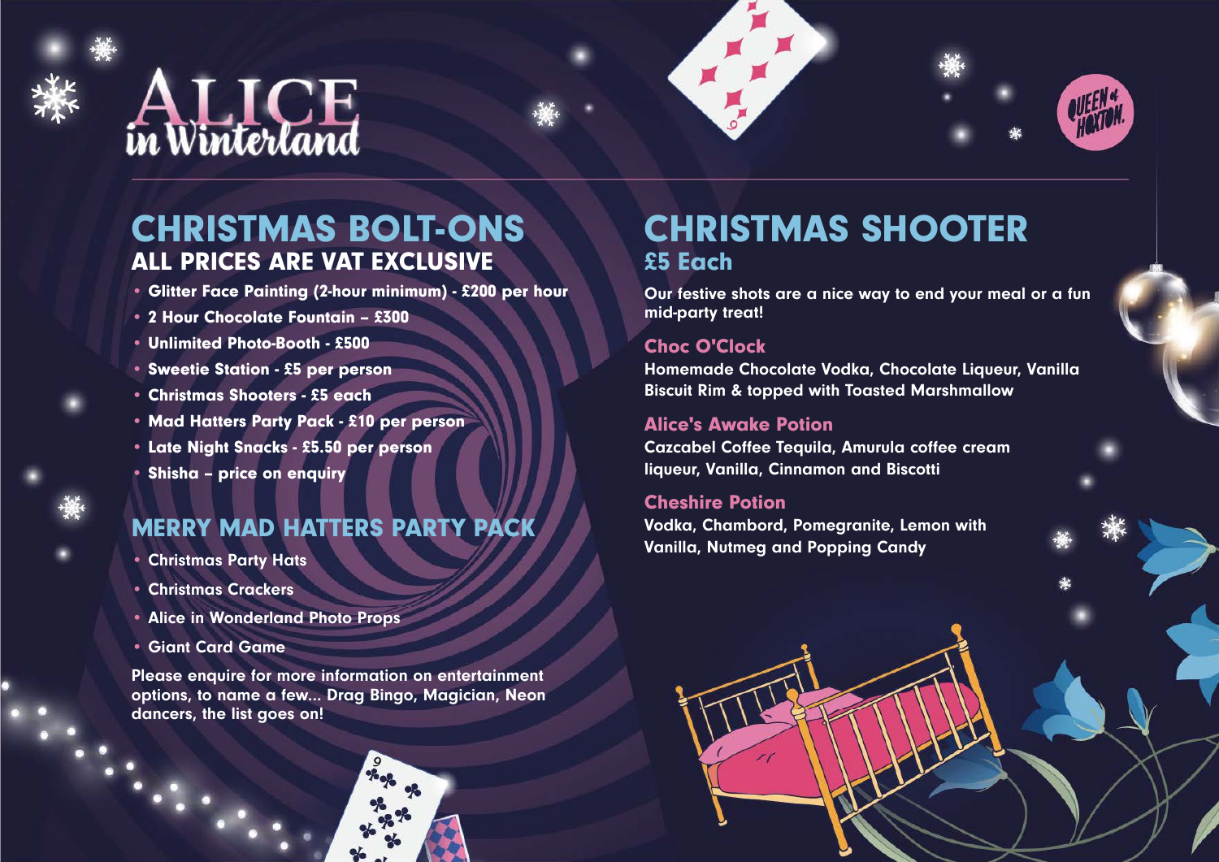# ALICE in Winterland

QUEEN of HOXTON

## CHRISTMAS BOLT-ONS

### ALL PRICES ARE VAT EXCLUSIVE

- Glitter Face Painting (2-hour minimum) - £200 per hour
- 2 Hour Chocolate Fountain – £300
- Unlimited Photo-Booth - £500
- Sweetie Station - £5 per person
- Christmas Shooters - £5 each
- Mad Hatters Party Pack - £10 per person
- Late Night Snacks - £5.50 per person
- Shisha – price on enquiry

## MERRY MAD HATTERS PARTY PACK

- Christmas Party Hats
- Christmas Crackers
- Alice in Wonderland Photo Props
- Giant Card Game

Please enquire for more information on entertainment options, to name a few... Drag Bingo, Magician, Neon dancers, the list goes on!

## CHRISTMAS SHOOTER

### £5 Each

Our festive shots are a nice way to end your meal or a fun mid-party treat!

### Choc O'Clock

Homemade Chocolate Vodka, Chocolate Liqueur, Vanilla Biscuit Rim & topped with Toasted Marshmallow

### Alice's Awake Potion

Cazcabel Coffee Tequila, Amurula coffee cream liqueur, Vanilla, Cinnamon and Biscotti

### Cheshire Potion

Vodka, Chambord, Pomegranite, Lemon with Vanilla, Nutmeg and Popping Candy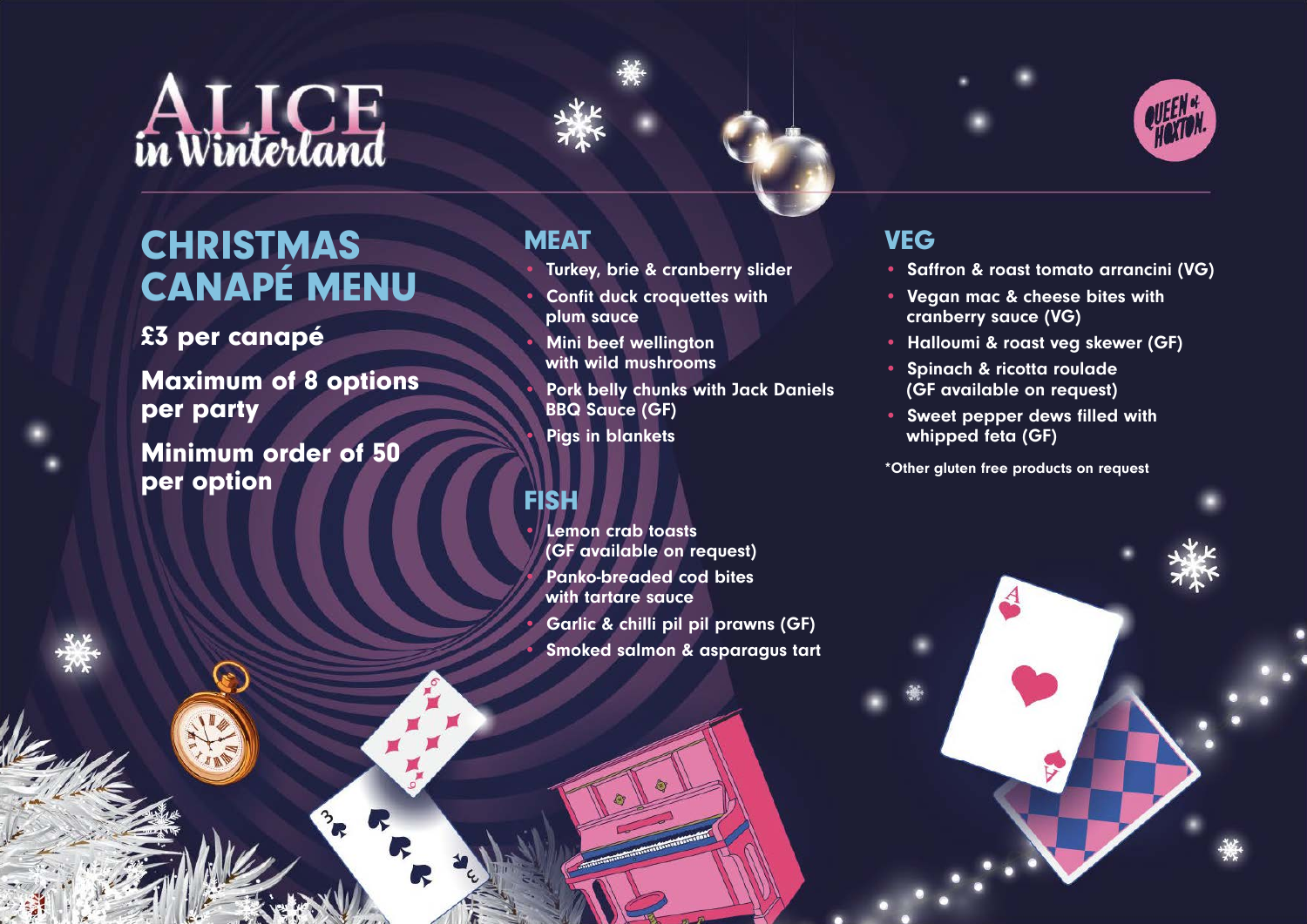# ALICE in Winterland

QUEEN of HOXTON.

## CHRISTMAS CANAPÉ MENU

**£3 per canapé**

**Maximum of 8 options per party**

**Minimum order of 50 per option**

## MEAT

- Turkey, brie & cranberry slider
- Confit duck croquettes with plum sauce
- Mini beef wellington with wild mushrooms
- Pork belly chunks with Jack Daniels BBQ Sauce (GF)
- Pigs in blankets

## FISH

- Lemon crab toasts (GF available on request)
- Panko-breaded cod bites with tartare sauce
- Garlic & chilli pil pil prawns (GF)
- Smoked salmon & asparagus tart

## VEG

- Saffron & roast tomato arrancini (VG)
- Vegan mac & cheese bites with cranberry sauce (VG)
- Halloumi & roast veg skewer (GF)
- Spinach & ricotta roulade (GF available on request)
- Sweet pepper dews filled with whipped feta (GF)

*Other gluten free products on request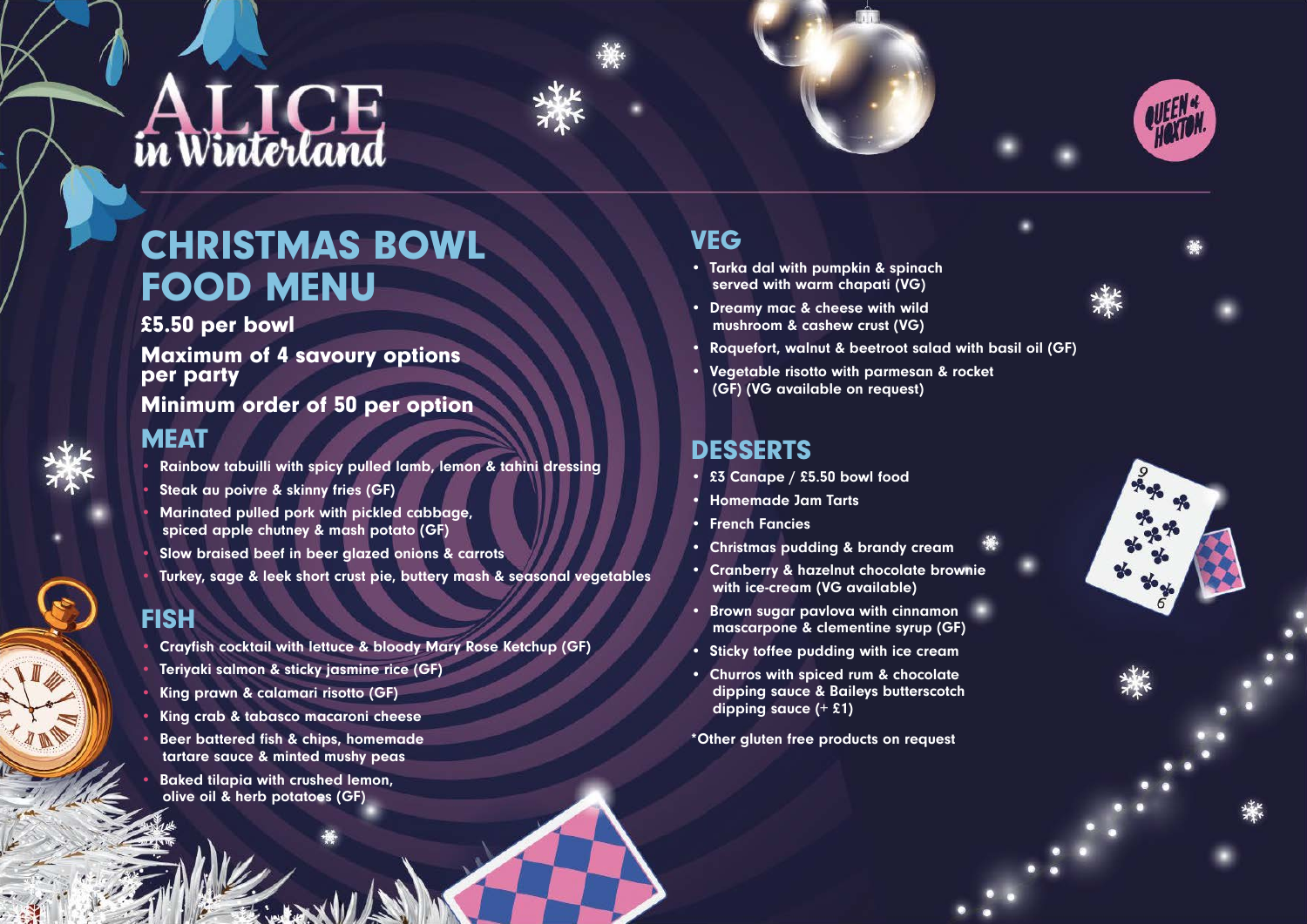# Alice in Winterland

QUEEN of HOXTON.

## CHRISTMAS BOWL FOOD MENU

**£5.50 per bowl**

**Maximum of 4 savoury options per party**

**Minimum order of 50 per option**

### MEAT

- Rainbow tabuilli with spicy pulled lamb, lemon & tahini dressing
- Steak au poivre & skinny fries (GF)
- Marinated pulled pork with pickled cabbage, spiced apple chutney & mash potato (GF)
- Slow braised beef in beer glazed onions & carrots
- Turkey, sage & leek short crust pie, buttery mash & seasonal vegetables

### FISH

- Crayfish cocktail with lettuce & bloody Mary Rose Ketchup (GF)
- Teriyaki salmon & sticky jasmine rice (GF)
- King prawn & calamari risotto (GF)
- King crab & tabasco macaroni cheese
- Beer battered fish & chips, homemade tartare sauce & minted mushy peas
- Baked tilapia with crushed lemon, olive oil & herb potatoes (GF)

### VEG

- Tarka dal with pumpkin & spinach served with warm chapati (VG)
- Dreamy mac & cheese with wild mushroom & cashew crust (VG)
- Roquefort, walnut & beetroot salad with basil oil (GF)
- Vegetable risotto with parmesan & rocket (GF) (VG available on request)

### DESSERTS

- £3 Canape / £5.50 bowl food
- Homemade Jam Tarts
- French Fancies
- Christmas pudding & brandy cream
- Cranberry & hazelnut chocolate brownie with ice-cream (VG available)
- Brown sugar pavlova with cinnamon mascarpone & clementine syrup (GF)
- Sticky toffee pudding with ice cream
- Churros with spiced rum & chocolate dipping sauce & Baileys butterscotch dipping sauce (+ £1)

*Other gluten free products on request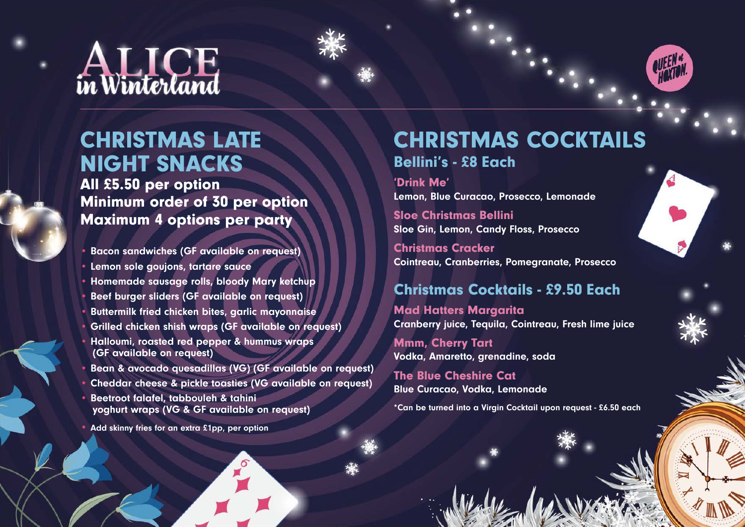# ALICE in Winterland

QUEEN of HOXTON.

## CHRISTMAS LATE NIGHT SNACKS

**All £5.50 per option**
**Minimum order of 30 per option**
**Maximum 4 options per party**

- Bacon sandwiches (GF available on request)
- Lemon sole goujons, tartare sauce
- Homemade sausage rolls, bloody Mary ketchup
- Beef burger sliders (GF available on request)
- Buttermilk fried chicken bites, garlic mayonnaise
- Grilled chicken shish wraps (GF available on request)
- Halloumi, roasted red pepper & hummus wraps (GF available on request)
- Bean & avocado quesadillas (VG) (GF available on request)
- Cheddar cheese & pickle toasties (VG available on request)
- Beetroot falafel, tabbouleh & tahini yoghurt wraps (VG & GF available on request)
- Add skinny fries for an extra £1pp, per option

## CHRISTMAS COCKTAILS

### Bellini's - £8 Each

**'Drink Me'**
Lemon, Blue Curacao, Prosecco, Lemonade

**Sloe Christmas Bellini**
Sloe Gin, Lemon, Candy Floss, Prosecco

**Christmas Cracker**
Cointreau, Cranberries, Pomegranate, Prosecco

### Christmas Cocktails - £9.50 Each

**Mad Hatters Margarita**
Cranberry juice, Tequila, Cointreau, Fresh lime juice

**Mmm, Cherry Tart**
Vodka, Amaretto, grenadine, soda

**The Blue Cheshire Cat**
Blue Curacao, Vodka, Lemonade

*Can be turned into a Virgin Cocktail upon request - £6.50 each